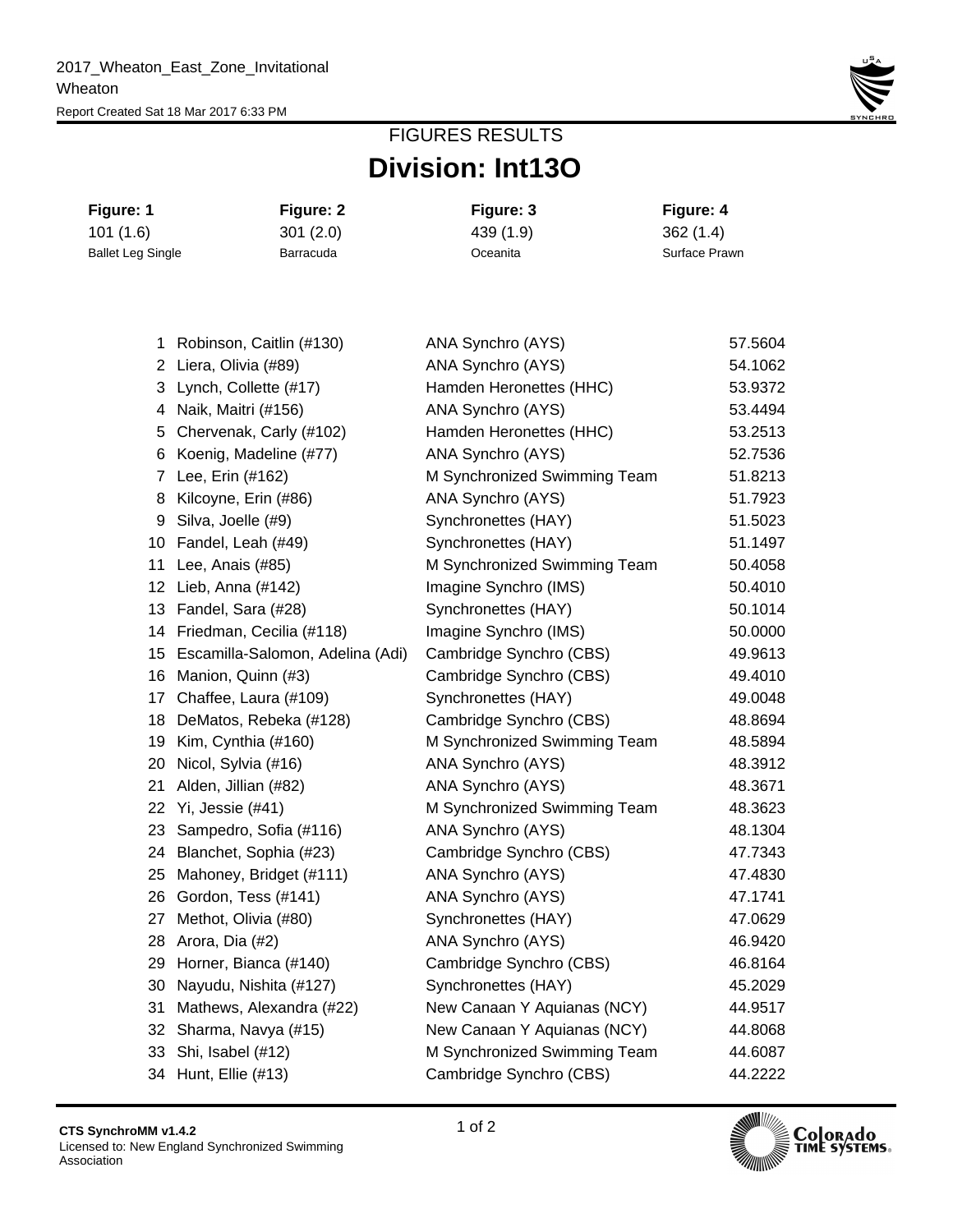2017_Wheaton_East_Zone_Invitational
Wheaton
Report Created Sat 18 Mar 2017 6:33 PM

## FIGURES RESULTS

# Division: Int13O

| Figure: 1 | Figure: 2 | Figure: 3 | Figure: 4 |
|---|---|---|---|
| 101 (1.6) | 301 (2.0) | 439 (1.9) | 362 (1.4) |
| Ballet Leg Single | Barracuda | Oceanita | Surface Prawn |

| | | | |
|---|---|---|---|
| 1 | Robinson, Caitlin (#130) | ANA Synchro (AYS) | 57.5604 |
| 2 | Liera, Olivia (#89) | ANA Synchro (AYS) | 54.1062 |
| 3 | Lynch, Collette (#17) | Hamden Heronettes (HHC) | 53.9372 |
| 4 | Naik, Maitri (#156) | ANA Synchro (AYS) | 53.4494 |
| 5 | Chervenak, Carly (#102) | Hamden Heronettes (HHC) | 53.2513 |
| 6 | Koenig, Madeline (#77) | ANA Synchro (AYS) | 52.7536 |
| 7 | Lee, Erin (#162) | M Synchronized Swimming Team | 51.8213 |
| 8 | Kilcoyne, Erin (#86) | ANA Synchro (AYS) | 51.7923 |
| 9 | Silva, Joelle (#9) | Synchronettes (HAY) | 51.5023 |
| 10 | Fandel, Leah (#49) | Synchronettes (HAY) | 51.1497 |
| 11 | Lee, Anais (#85) | M Synchronized Swimming Team | 50.4058 |
| 12 | Lieb, Anna (#142) | Imagine Synchro (IMS) | 50.4010 |
| 13 | Fandel, Sara (#28) | Synchronettes (HAY) | 50.1014 |
| 14 | Friedman, Cecilia (#118) | Imagine Synchro (IMS) | 50.0000 |
| 15 | Escamilla-Salomon, Adelina (Adi) | Cambridge Synchro (CBS) | 49.9613 |
| 16 | Manion, Quinn (#3) | Cambridge Synchro (CBS) | 49.4010 |
| 17 | Chaffee, Laura (#109) | Synchronettes (HAY) | 49.0048 |
| 18 | DeMatos, Rebeka (#128) | Cambridge Synchro (CBS) | 48.8694 |
| 19 | Kim, Cynthia (#160) | M Synchronized Swimming Team | 48.5894 |
| 20 | Nicol, Sylvia (#16) | ANA Synchro (AYS) | 48.3912 |
| 21 | Alden, Jillian (#82) | ANA Synchro (AYS) | 48.3671 |
| 22 | Yi, Jessie (#41) | M Synchronized Swimming Team | 48.3623 |
| 23 | Sampedro, Sofia (#116) | ANA Synchro (AYS) | 48.1304 |
| 24 | Blanchet, Sophia (#23) | Cambridge Synchro (CBS) | 47.7343 |
| 25 | Mahoney, Bridget (#111) | ANA Synchro (AYS) | 47.4830 |
| 26 | Gordon, Tess (#141) | ANA Synchro (AYS) | 47.1741 |
| 27 | Methot, Olivia (#80) | Synchronettes (HAY) | 47.0629 |
| 28 | Arora, Dia (#2) | ANA Synchro (AYS) | 46.9420 |
| 29 | Horner, Bianca (#140) | Cambridge Synchro (CBS) | 46.8164 |
| 30 | Nayudu, Nishita (#127) | Synchronettes (HAY) | 45.2029 |
| 31 | Mathews, Alexandra (#22) | New Canaan Y Aquianas (NCY) | 44.9517 |
| 32 | Sharma, Navya (#15) | New Canaan Y Aquianas (NCY) | 44.8068 |
| 33 | Shi, Isabel (#12) | M Synchronized Swimming Team | 44.6087 |
| 34 | Hunt, Ellie (#13) | Cambridge Synchro (CBS) | 44.2222 |

**CTS SynchroMM v1.4.2**
Licensed to: New England Synchronized Swimming Association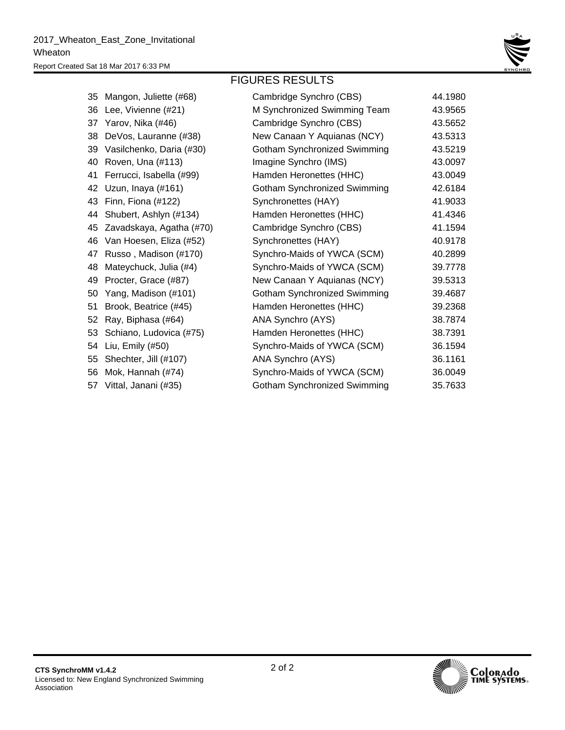## FIGURES RESULTS

| | | | |
|---|---|---|---|
| 35 | Mangon, Juliette (#68) | Cambridge Synchro (CBS) | 44.1980 |
| 36 | Lee, Vivienne (#21) | M Synchronized Swimming Team | 43.9565 |
| 37 | Yarov, Nika (#46) | Cambridge Synchro (CBS) | 43.5652 |
| 38 | DeVos, Lauranne (#38) | New Canaan Y Aquianas (NCY) | 43.5313 |
| 39 | Vasilchenko, Daria (#30) | Gotham Synchronized Swimming | 43.5219 |
| 40 | Roven, Una (#113) | Imagine Synchro (IMS) | 43.0097 |
| 41 | Ferrucci, Isabella (#99) | Hamden Heronettes (HHC) | 43.0049 |
| 42 | Uzun, Inaya (#161) | Gotham Synchronized Swimming | 42.6184 |
| 43 | Finn, Fiona (#122) | Synchronettes (HAY) | 41.9033 |
| 44 | Shubert, Ashlyn (#134) | Hamden Heronettes (HHC) | 41.4346 |
| 45 | Zavadskaya, Agatha (#70) | Cambridge Synchro (CBS) | 41.1594 |
| 46 | Van Hoesen, Eliza (#52) | Synchronettes (HAY) | 40.9178 |
| 47 | Russo , Madison (#170) | Synchro-Maids of YWCA (SCM) | 40.2899 |
| 48 | Mateychuck, Julia (#4) | Synchro-Maids of YWCA (SCM) | 39.7778 |
| 49 | Procter, Grace (#87) | New Canaan Y Aquianas (NCY) | 39.5313 |
| 50 | Yang, Madison (#101) | Gotham Synchronized Swimming | 39.4687 |
| 51 | Brook, Beatrice (#45) | Hamden Heronettes (HHC) | 39.2368 |
| 52 | Ray, Biphasa (#64) | ANA Synchro (AYS) | 38.7874 |
| 53 | Schiano, Ludovica (#75) | Hamden Heronettes (HHC) | 38.7391 |
| 54 | Liu, Emily (#50) | Synchro-Maids of YWCA (SCM) | 36.1594 |
| 55 | Shechter, Jill (#107) | ANA Synchro (AYS) | 36.1161 |
| 56 | Mok, Hannah (#74) | Synchro-Maids of YWCA (SCM) | 36.0049 |
| 57 | Vittal, Janani (#35) | Gotham Synchronized Swimming | 35.7633 |